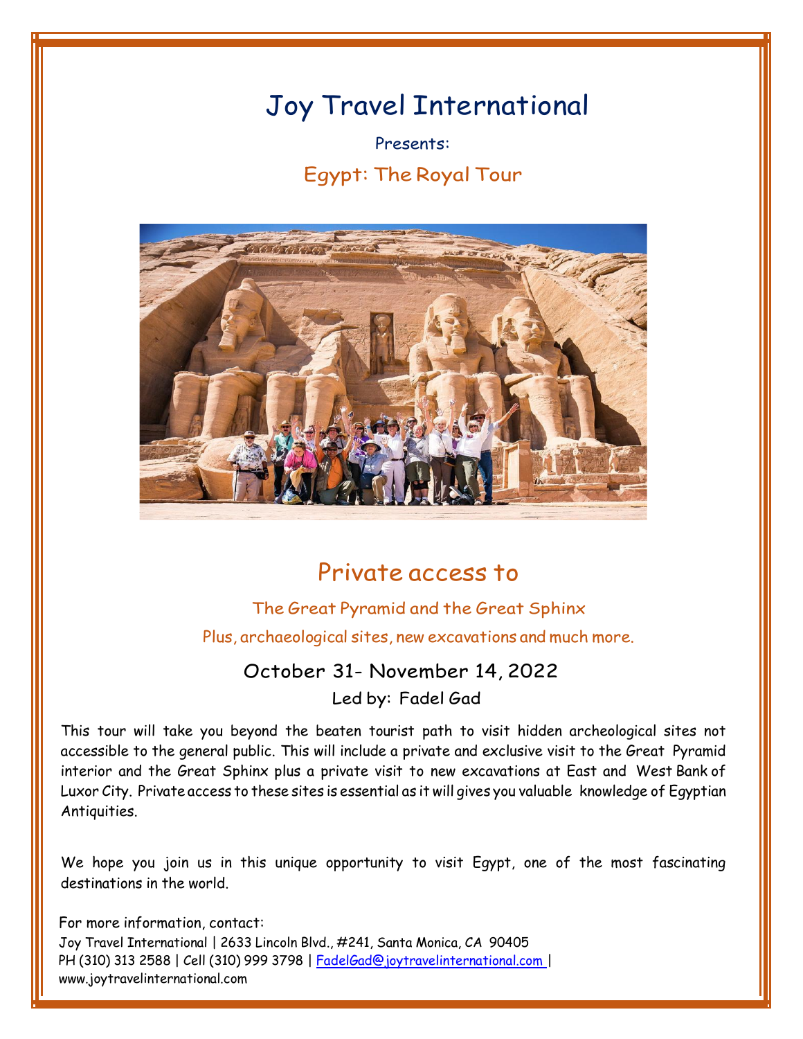# Joy Travel International

Presents:

## Egypt: The Royal Tour

## Private access to

### The Great Pyramid and the Great Sphinx

Plus, archaeological sites, new excavations and much more.

### October 31- November 14, 2022

Led by: Fadel Gad

This tour will take you beyond the beaten tourist path to visit hidden archeological sites not accessible to the general public. This will include a private and exclusive visit to the Great Pyramid interior and the Great Sphinx plus a private visit to new excavations at East and West Bank of Luxor City. Private access to these sites is essential as it will gives you valuable knowledge of Egyptian Antiquities.

We hope you join us in this unique opportunity to visit Egypt, one of the most fascinating destinations in the world.

For more information, contact:
Joy Travel International | 2633 Lincoln Blvd., #241, Santa Monica, CA 90405
PH (310) 313 2588 | Cell (310) 999 3798 | FadelGad@joytravelinternational.com |
www.joytravelinternational.com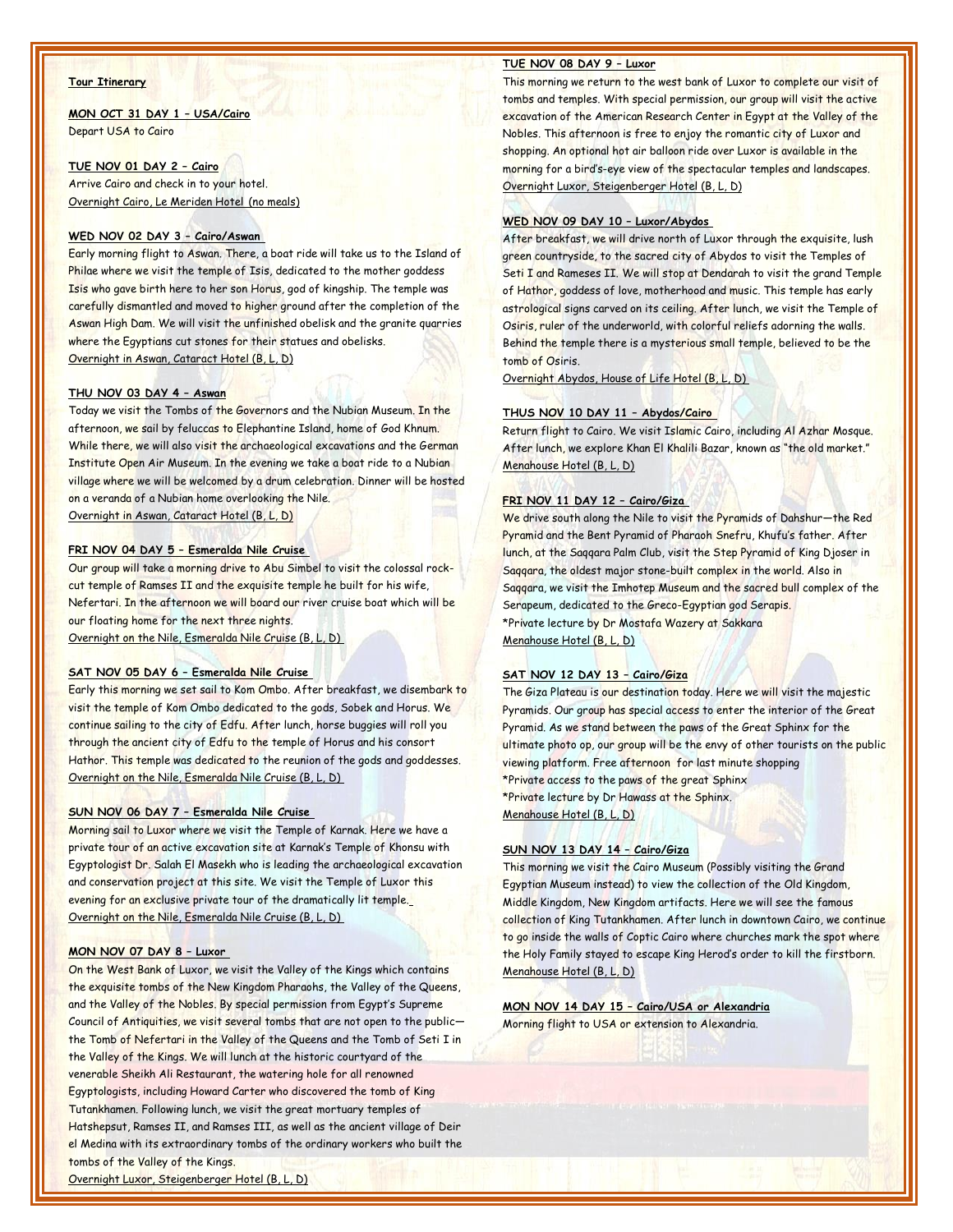**Tour Itinerary**

**MON OCT 31 DAY 1 – USA/Cairo**
Depart USA to Cairo

**TUE NOV 01 DAY 2 – Cairo**
Arrive Cairo and check in to your hotel.
Overnight Cairo, Le Meriden Hotel (no meals)

**WED NOV 02 DAY 3 – Cairo/Aswan**
Early morning flight to Aswan. There, a boat ride will take us to the Island of Philae where we visit the temple of Isis, dedicated to the mother goddess Isis who gave birth here to her son Horus, god of kingship. The temple was carefully dismantled and moved to higher ground after the completion of the Aswan High Dam. We will visit the unfinished obelisk and the granite quarries where the Egyptians cut stones for their statues and obelisks.
Overnight in Aswan, Cataract Hotel (B, L, D)

**THU NOV 03 DAY 4 – Aswan**
Today we visit the Tombs of the Governors and the Nubian Museum. In the afternoon, we sail by feluccas to Elephantine Island, home of God Khnum. While there, we will also visit the archaeological excavations and the German Institute Open Air Museum. In the evening we take a boat ride to a Nubian village where we will be welcomed by a drum celebration. Dinner will be hosted on a veranda of a Nubian home overlooking the Nile.
Overnight in Aswan, Cataract Hotel (B, L, D)

**FRI NOV 04 DAY 5 – Esmeralda Nile Cruise**
Our group will take a morning drive to Abu Simbel to visit the colossal rock-cut temple of Ramses II and the exquisite temple he built for his wife, Nefertari. In the afternoon we will board our river cruise boat which will be our floating home for the next three nights.
Overnight on the Nile, Esmeralda Nile Cruise (B, L, D)

**SAT NOV 05 DAY 6 – Esmeralda Nile Cruise**
Early this morning we set sail to Kom Ombo. After breakfast, we disembark to visit the temple of Kom Ombo dedicated to the gods, Sobek and Horus. We continue sailing to the city of Edfu. After lunch, horse buggies will roll you through the ancient city of Edfu to the temple of Horus and his consort Hathor. This temple was dedicated to the reunion of the gods and goddesses.
Overnight on the Nile, Esmeralda Nile Cruise (B, L, D)

**SUN NOV 06 DAY 7 – Esmeralda Nile Cruise**
Morning sail to Luxor where we visit the Temple of Karnak. Here we have a private tour of an active excavation site at Karnak's Temple of Khonsu with Egyptologist Dr. Salah El Masekh who is leading the archaeological excavation and conservation project at this site. We visit the Temple of Luxor this evening for an exclusive private tour of the dramatically lit temple.
Overnight on the Nile, Esmeralda Nile Cruise (B, L, D)

**MON NOV 07 DAY 8 – Luxor**
On the West Bank of Luxor, we visit the Valley of the Kings which contains the exquisite tombs of the New Kingdom Pharaohs, the Valley of the Queens, and the Valley of the Nobles. By special permission from Egypt's Supreme Council of Antiquities, we visit several tombs that are not open to the public—the Tomb of Nefertari in the Valley of the Queens and the Tomb of Seti I in the Valley of the Kings. We will lunch at the historic courtyard of the venerable Sheikh Ali Restaurant, the watering hole for all renowned Egyptologists, including Howard Carter who discovered the tomb of King Tutankhamen. Following lunch, we visit the great mortuary temples of Hatshepsut, Ramses II, and Ramses III, as well as the ancient village of Deir el Medina with its extraordinary tombs of the ordinary workers who built the tombs of the Valley of the Kings.
Overnight Luxor, Steigenberger Hotel (B, L, D)

**TUE NOV 08 DAY 9 – Luxor**
This morning we return to the west bank of Luxor to complete our visit of tombs and temples. With special permission, our group will visit the active excavation of the American Research Center in Egypt at the Valley of the Nobles. This afternoon is free to enjoy the romantic city of Luxor and shopping. An optional hot air balloon ride over Luxor is available in the morning for a bird's-eye view of the spectacular temples and landscapes.
Overnight Luxor, Steigenberger Hotel (B, L, D)

**WED NOV 09 DAY 10 – Luxor/Abydos**
After breakfast, we will drive north of Luxor through the exquisite, lush green countryside, to the sacred city of Abydos to visit the Temples of Seti I and Rameses II. We will stop at Dendarah to visit the grand Temple of Hathor, goddess of love, motherhood and music. This temple has early astrological signs carved on its ceiling. After lunch, we visit the Temple of Osiris, ruler of the underworld, with colorful reliefs adorning the walls. Behind the temple there is a mysterious small temple, believed to be the tomb of Osiris.
Overnight Abydos, House of Life Hotel (B, L, D)

**THUS NOV 10 DAY 11 – Abydos/Cairo**
Return flight to Cairo. We visit Islamic Cairo, including Al Azhar Mosque. After lunch, we explore Khan El Khalili Bazar, known as "the old market."
Menahouse Hotel (B, L, D)

**FRI NOV 11 DAY 12 – Cairo/Giza**
We drive south along the Nile to visit the Pyramids of Dahshur—the Red Pyramid and the Bent Pyramid of Pharaoh Snefru, Khufu's father. After lunch, at the Saqqara Palm Club, visit the Step Pyramid of King Djoser in Saqqara, the oldest major stone-built complex in the world. Also in Saqqara, we visit the Imhotep Museum and the sacred bull complex of the Serapeum, dedicated to the Greco-Egyptian god Serapis.
*Private lecture by Dr Mostafa Wazery at Sakkara
Menahouse Hotel (B, L, D)

**SAT NOV 12 DAY 13 – Cairo/Giza**
The Giza Plateau is our destination today. Here we will visit the majestic Pyramids. Our group has special access to enter the interior of the Great Pyramid. As we stand between the paws of the Great Sphinx for the ultimate photo op, our group will be the envy of other tourists on the public viewing platform. Free afternoon for last minute shopping
*Private access to the paws of the great Sphinx
*Private lecture by Dr Hawass at the Sphinx.
Menahouse Hotel (B, L, D)

**SUN NOV 13 DAY 14 – Cairo/Giza**
This morning we visit the Cairo Museum (Possibly visiting the Grand Egyptian Museum instead) to view the collection of the Old Kingdom, Middle Kingdom, New Kingdom artifacts. Here we will see the famous collection of King Tutankhamen. After lunch in downtown Cairo, we continue to go inside the walls of Coptic Cairo where churches mark the spot where the Holy Family stayed to escape King Herod's order to kill the firstborn.
Menahouse Hotel (B, L, D)

**MON NOV 14 DAY 15 – Cairo/USA or Alexandria**
Morning flight to USA or extension to Alexandria.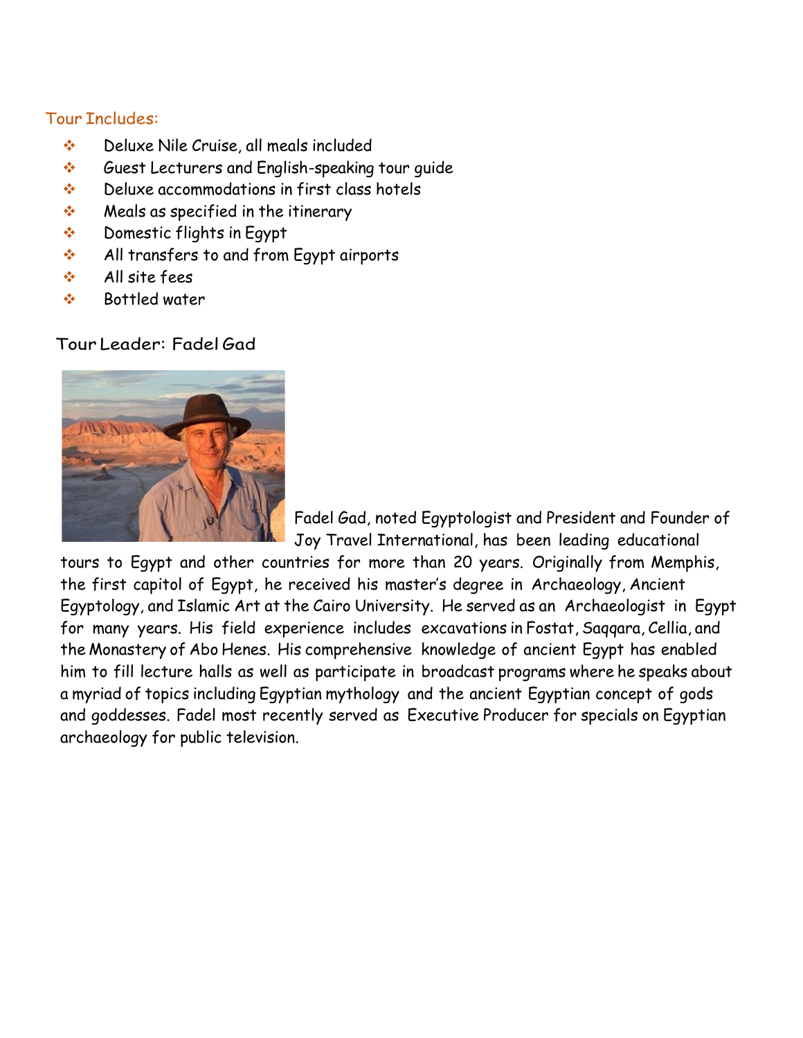## Tour Includes:

- Deluxe Nile Cruise, all meals included
- Guest Lecturers and English-speaking tour guide
- Deluxe accommodations in first class hotels
- Meals as specified in the itinerary
- Domestic flights in Egypt
- All transfers to and from Egypt airports
- All site fees
- Bottled water

## Tour Leader: Fadel Gad

Fadel Gad, noted Egyptologist and President and Founder of Joy Travel International, has been leading educational tours to Egypt and other countries for more than 20 years. Originally from Memphis, the first capitol of Egypt, he received his master's degree in Archaeology, Ancient Egyptology, and Islamic Art at the Cairo University. He served as an Archaeologist in Egypt for many years. His field experience includes excavations in Fostat, Saqqara, Cellia, and the Monastery of Abo Henes. His comprehensive knowledge of ancient Egypt has enabled him to fill lecture halls as well as participate in broadcast programs where he speaks about a myriad of topics including Egyptian mythology and the ancient Egyptian concept of gods and goddesses. Fadel most recently served as Executive Producer for specials on Egyptian archaeology for public television.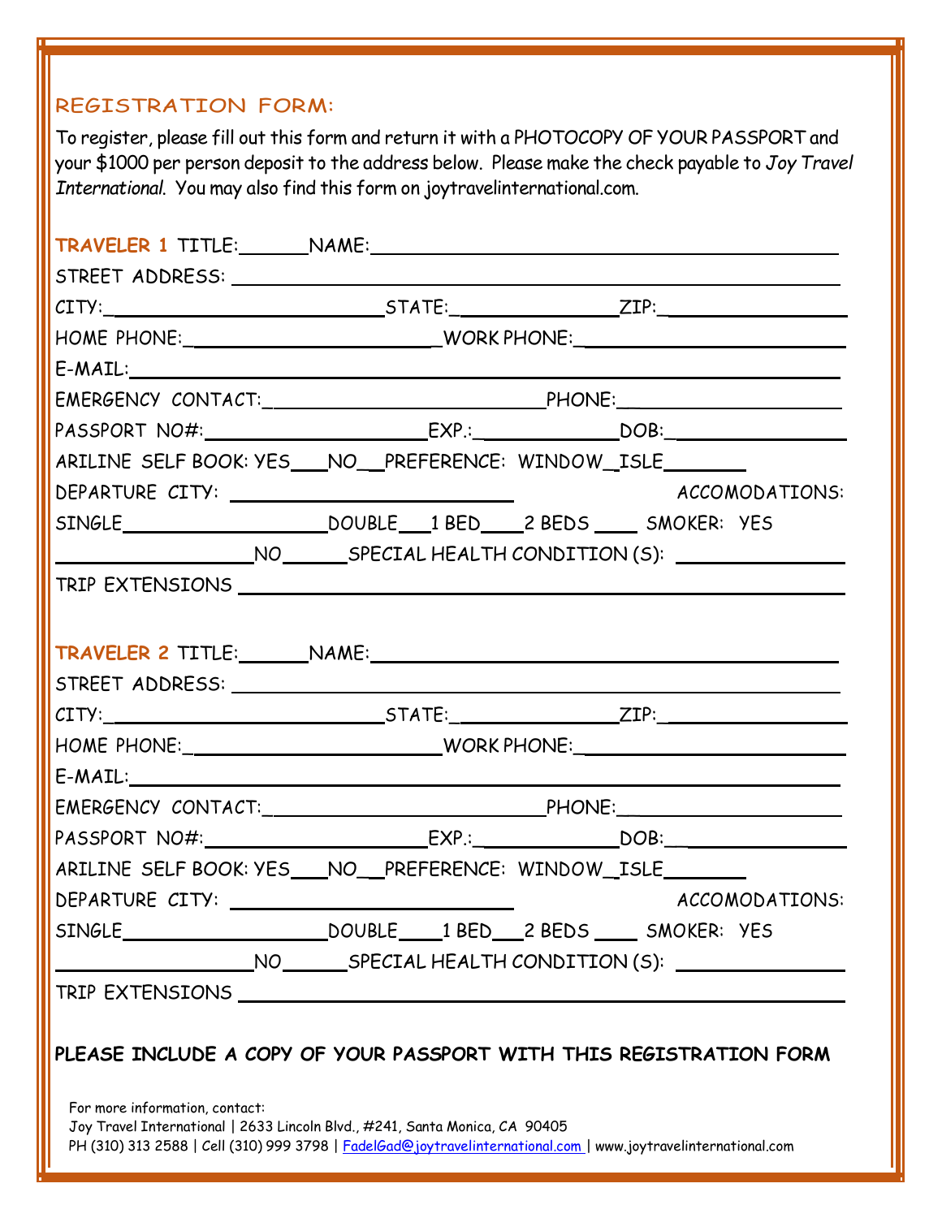## REGISTRATION FORM:

To register, please fill out this form and return it with a PHOTOCOPY OF YOUR PASSPORT and your $1000 per person deposit to the address below. Please make the check payable to *Joy Travel International*. You may also find this form on joytravelinternational.com.

**TRAVELER 1** TITLE:______NAME:____________________________________________

STREET ADDRESS: ____________________________________________

CITY:__________________________STATE:_______________ZIP:_________________

HOME PHONE:________________________WORK PHONE:_______________________

E-MAIL:____________________________________________________________

EMERGENCY CONTACT:__________________________PHONE:____________________

PASSPORT NO#:____________________EXP.:_____________DOB:________________

ARILINE SELF BOOK: YES___NO__PREFERENCE: WINDOW_ISLE_______

DEPARTURE CITY: __________________________ ACCOMODATIONS:

SINGLE___________________DOUBLE___1 BED____2 BEDS ____ SMOKER: YES

_________________NO______SPECIAL HEALTH CONDITION (S): _______________

TRIP EXTENSIONS ____________________________________________________

**TRAVELER 2** TITLE:______NAME:____________________________________________

STREET ADDRESS: ____________________________________________

CITY:__________________________STATE:_______________ZIP:_________________

HOME PHONE:________________________WORK PHONE:_______________________

E-MAIL:____________________________________________________________

EMERGENCY CONTACT:__________________________PHONE:____________________

PASSPORT NO#:____________________EXP.:_____________DOB:________________

ARILINE SELF BOOK: YES___NO__PREFERENCE: WINDOW_ISLE_______

DEPARTURE CITY: __________________________ ACCOMODATIONS:

SINGLE___________________DOUBLE____1 BED___2 BEDS ____ SMOKER: YES

_________________NO______SPECIAL HEALTH CONDITION (S): _______________

TRIP EXTENSIONS ____________________________________________________

**PLEASE INCLUDE A COPY OF YOUR PASSPORT WITH THIS REGISTRATION FORM**

For more information, contact:
Joy Travel International | 2633 Lincoln Blvd., #241, Santa Monica, CA 90405
PH (310) 313 2588 | Cell (310) 999 3798 | FadelGad@joytravelinternational.com | www.joytravelinternational.com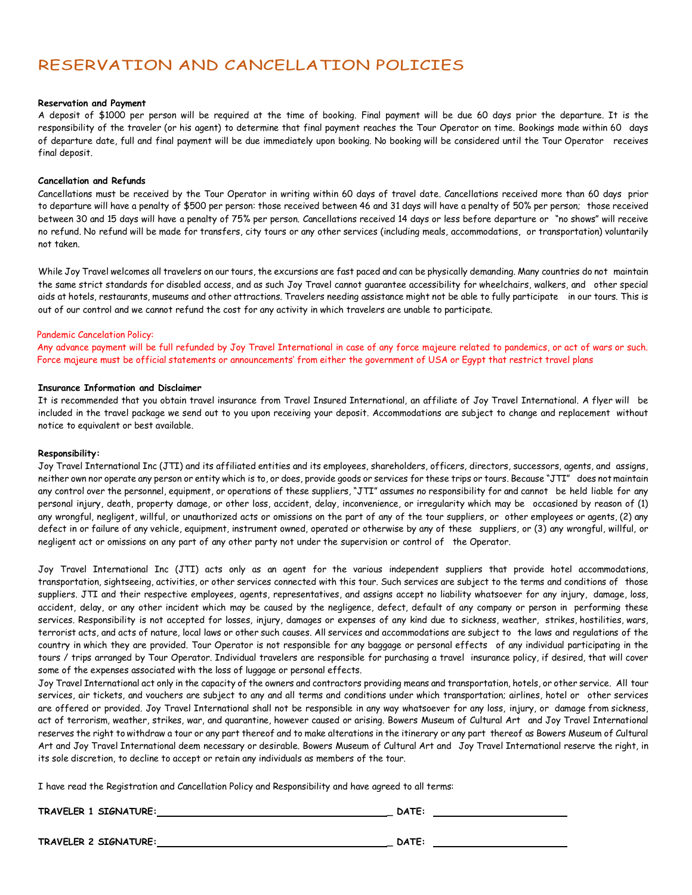# RESERVATION AND CANCELLATION POLICIES

**Reservation and Payment**

A deposit of $1000 per person will be required at the time of booking. Final payment will be due 60 days prior the departure. It is the responsibility of the traveler (or his agent) to determine that final payment reaches the Tour Operator on time. Bookings made within 60 days of departure date, full and final payment will be due immediately upon booking. No booking will be considered until the Tour Operator receives final deposit.

**Cancellation and Refunds**

Cancellations must be received by the Tour Operator in writing within 60 days of travel date. Cancellations received more than 60 days prior to departure will have a penalty of $500 per person: those received between 46 and 31 days will have a penalty of 50% per person; those received between 30 and 15 days will have a penalty of 75% per person. Cancellations received 14 days or less before departure or "no shows" will receive no refund. No refund will be made for transfers, city tours or any other services (including meals, accommodations, or transportation) voluntarily not taken.

While Joy Travel welcomes all travelers on our tours, the excursions are fast paced and can be physically demanding. Many countries do not maintain the same strict standards for disabled access, and as such Joy Travel cannot guarantee accessibility for wheelchairs, walkers, and other special aids at hotels, restaurants, museums and other attractions. Travelers needing assistance might not be able to fully participate in our tours. This is out of our control and we cannot refund the cost for any activity in which travelers are unable to participate.

Pandemic Cancelation Policy:

Any advance payment will be full refunded by Joy Travel International in case of any force majeure related to pandemics, or act of wars or such. Force majeure must be official statements or announcements' from either the government of USA or Egypt that restrict travel plans

**Insurance Information and Disclaimer**

It is recommended that you obtain travel insurance from Travel Insured International, an affiliate of Joy Travel International. A flyer will be included in the travel package we send out to you upon receiving your deposit. Accommodations are subject to change and replacement without notice to equivalent or best available.

**Responsibility:**

Joy Travel International Inc (JTI) and its affiliated entities and its employees, shareholders, officers, directors, successors, agents, and assigns, neither own nor operate any person or entity which is to, or does, provide goods or services for these trips or tours. Because "JTI" does not maintain any control over the personnel, equipment, or operations of these suppliers, "JTI" assumes no responsibility for and cannot be held liable for any personal injury, death, property damage, or other loss, accident, delay, inconvenience, or irregularity which may be occasioned by reason of (1) any wrongful, negligent, willful, or unauthorized acts or omissions on the part of any of the tour suppliers, or other employees or agents, (2) any defect in or failure of any vehicle, equipment, instrument owned, operated or otherwise by any of these suppliers, or (3) any wrongful, willful, or negligent act or omissions on any part of any other party not under the supervision or control of the Operator.

Joy Travel International Inc (JTI) acts only as an agent for the various independent suppliers that provide hotel accommodations, transportation, sightseeing, activities, or other services connected with this tour. Such services are subject to the terms and conditions of those suppliers. JTI and their respective employees, agents, representatives, and assigns accept no liability whatsoever for any injury, damage, loss, accident, delay, or any other incident which may be caused by the negligence, defect, default of any company or person in performing these services. Responsibility is not accepted for losses, injury, damages or expenses of any kind due to sickness, weather, strikes, hostilities, wars, terrorist acts, and acts of nature, local laws or other such causes. All services and accommodations are subject to the laws and regulations of the country in which they are provided. Tour Operator is not responsible for any baggage or personal effects of any individual participating in the tours / trips arranged by Tour Operator. Individual travelers are responsible for purchasing a travel insurance policy, if desired, that will cover some of the expenses associated with the loss of luggage or personal effects.

Joy Travel International act only in the capacity of the owners and contractors providing means and transportation, hotels, or other service. All tour services, air tickets, and vouchers are subject to any and all terms and conditions under which transportation; airlines, hotel or other services are offered or provided. Joy Travel International shall not be responsible in any way whatsoever for any loss, injury, or damage from sickness, act of terrorism, weather, strikes, war, and quarantine, however caused or arising. Bowers Museum of Cultural Art and Joy Travel International reserves the right to withdraw a tour or any part thereof and to make alterations in the itinerary or any part thereof as Bowers Museum of Cultural Art and Joy Travel International deem necessary or desirable. Bowers Museum of Cultural Art and Joy Travel International reserve the right, in its sole discretion, to decline to accept or retain any individuals as members of the tour.

I have read the Registration and Cancellation Policy and Responsibility and have agreed to all terms:

**TRAVELER 1 SIGNATURE:**_______________________________________ **DATE:** ______________________

**TRAVELER 2 SIGNATURE:**_______________________________________ **DATE:** ______________________